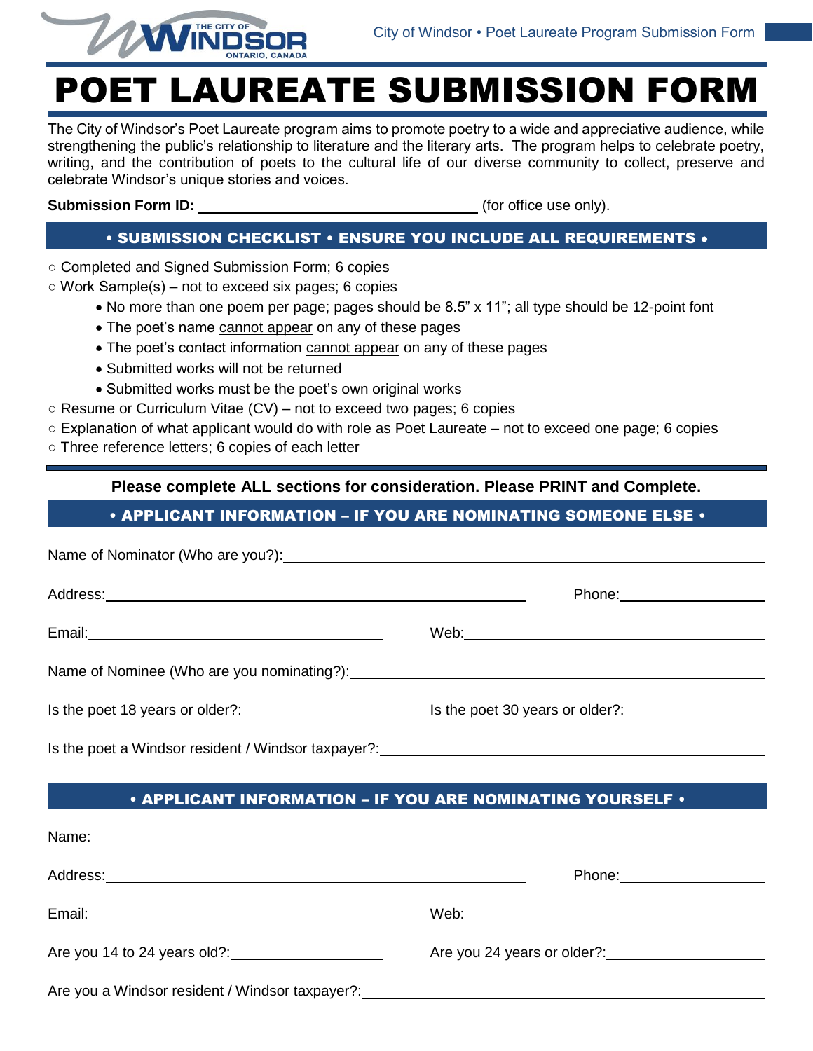# POET LAUREATE SUBMISSION FORM

The City of Windsor's Poet Laureate program aims to promote poetry to a wide and appreciative audience, while strengthening the public's relationship to literature and the literary arts. The program helps to celebrate poetry, writing, and the contribution of poets to the cultural life of our diverse community to collect, preserve and celebrate Windsor's unique stories and voices.

**Submission Form ID:** ______________________________ (for office use only).

## • SUBMISSION CHECKLIST • ENSURE YOU INCLUDE ALL REQUIREMENTS •

- ○ Completed and Signed Submission Form; 6 copies
- ○ Work Sample(s) – not to exceed six pages; 6 copies
  - No more than one poem per page; pages should be 8.5" x 11"; all type should be 12-point font
  - The poet's name cannot appear on any of these pages
  - The poet's contact information cannot appear on any of these pages
  - Submitted works will not be returned
  - Submitted works must be the poet's own original works
- ○ Resume or Curriculum Vitae (CV) – not to exceed two pages; 6 copies
- ○ Explanation of what applicant would do with role as Poet Laureate – not to exceed one page; 6 copies
- ○ Three reference letters; 6 copies of each letter

**Please complete ALL sections for consideration. Please PRINT and Complete.**

## • APPLICANT INFORMATION – IF YOU ARE NOMINATING SOMEONE ELSE •

Name of Nominator (Who are you?): ______________________________

Address: ______________________________ Phone: ______________

Email: ______________________________ Web: ______________________________

Name of Nominee (Who are you nominating?): ______________________________

Is the poet 18 years or older?: ______________ Is the poet 30 years or older?: ______________

Is the poet a Windsor resident / Windsor taxpayer?: ______________________________

## • APPLICANT INFORMATION – IF YOU ARE NOMINATING YOURSELF •

Name: ______________________________

Address: ______________________________ Phone: ______________

Email: ______________________________ Web: ______________________________

Are you 14 to 24 years old?: ______________ Are you 24 years or older?: ______________

Are you a Windsor resident / Windsor taxpayer?: ______________________________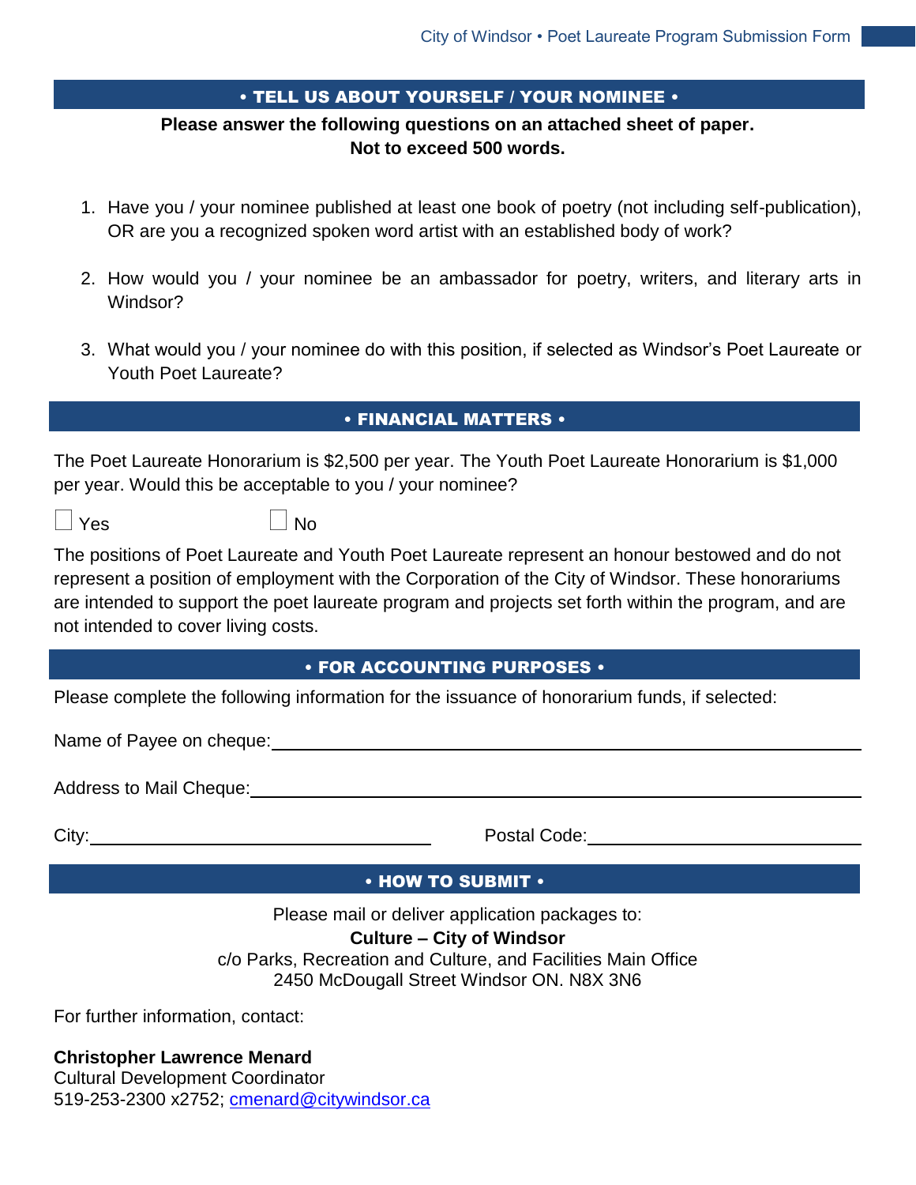## • TELL US ABOUT YOURSELF / YOUR NOMINEE •

**Please answer the following questions on an attached sheet of paper.**
**Not to exceed 500 words.**

1. Have you / your nominee published at least one book of poetry (not including self-publication), OR are you a recognized spoken word artist with an established body of work?

2. How would you / your nominee be an ambassador for poetry, writers, and literary arts in Windsor?

3. What would you / your nominee do with this position, if selected as Windsor's Poet Laureate or Youth Poet Laureate?

## • FINANCIAL MATTERS •

The Poet Laureate Honorarium is $2,500 per year. The Youth Poet Laureate Honorarium is $1,000 per year. Would this be acceptable to you / your nominee?

☐ Yes ☐ No

The positions of Poet Laureate and Youth Poet Laureate represent an honour bestowed and do not represent a position of employment with the Corporation of the City of Windsor. These honorariums are intended to support the poet laureate program and projects set forth within the program, and are not intended to cover living costs.

## • FOR ACCOUNTING PURPOSES •

Please complete the following information for the issuance of honorarium funds, if selected:

Name of Payee on cheque: ______________________________

Address to Mail Cheque: ______________________________

City: ____________________ Postal Code: ____________________

## • HOW TO SUBMIT •

Please mail or deliver application packages to:

**Culture – City of Windsor**
c/o Parks, Recreation and Culture, and Facilities Main Office
2450 McDougall Street Windsor ON. N8X 3N6

For further information, contact:

**Christopher Lawrence Menard**
Cultural Development Coordinator
519-253-2300 x2752; cmenard@citywindsor.ca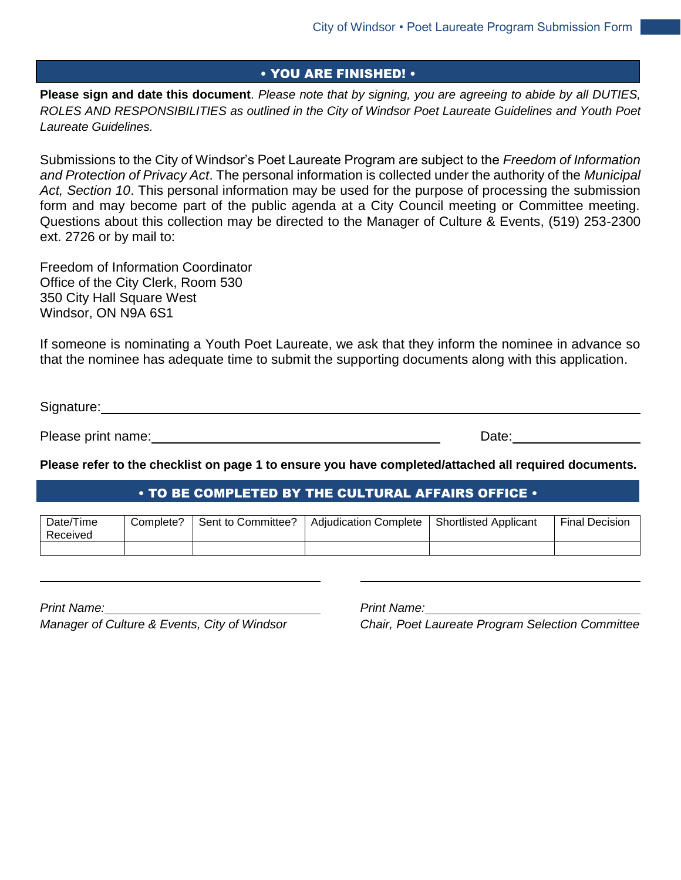## • YOU ARE FINISHED! •

**Please sign and date this document**. *Please note that by signing, you are agreeing to abide by all DUTIES, ROLES AND RESPONSIBILITIES as outlined in the City of Windsor Poet Laureate Guidelines and Youth Poet Laureate Guidelines.*

Submissions to the City of Windsor's Poet Laureate Program are subject to the *Freedom of Information and Protection of Privacy Act*. The personal information is collected under the authority of the *Municipal Act, Section 10*. This personal information may be used for the purpose of processing the submission form and may become part of the public agenda at a City Council meeting or Committee meeting. Questions about this collection may be directed to the Manager of Culture & Events, (519) 253-2300 ext. 2726 or by mail to:

Freedom of Information Coordinator
Office of the City Clerk, Room 530
350 City Hall Square West
Windsor, ON N9A 6S1

If someone is nominating a Youth Poet Laureate, we ask that they inform the nominee in advance so that the nominee has adequate time to submit the supporting documents along with this application.

Signature: ______________________________________________

Please print name: ______________________________ Date: ______________

**Please refer to the checklist on page 1 to ensure you have completed/attached all required documents.**

## • TO BE COMPLETED BY THE CULTURAL AFFAIRS OFFICE •

| Date/Time Received | Complete? | Sent to Committee? | Adjudication Complete | Shortlisted Applicant | Final Decision |
|---|---|---|---|---|---|
| | | | | | |

______________________________

*Print Name:* ______________________
*Manager of Culture & Events, City of Windsor*

______________________________

*Print Name:* ______________________
*Chair, Poet Laureate Program Selection Committee*